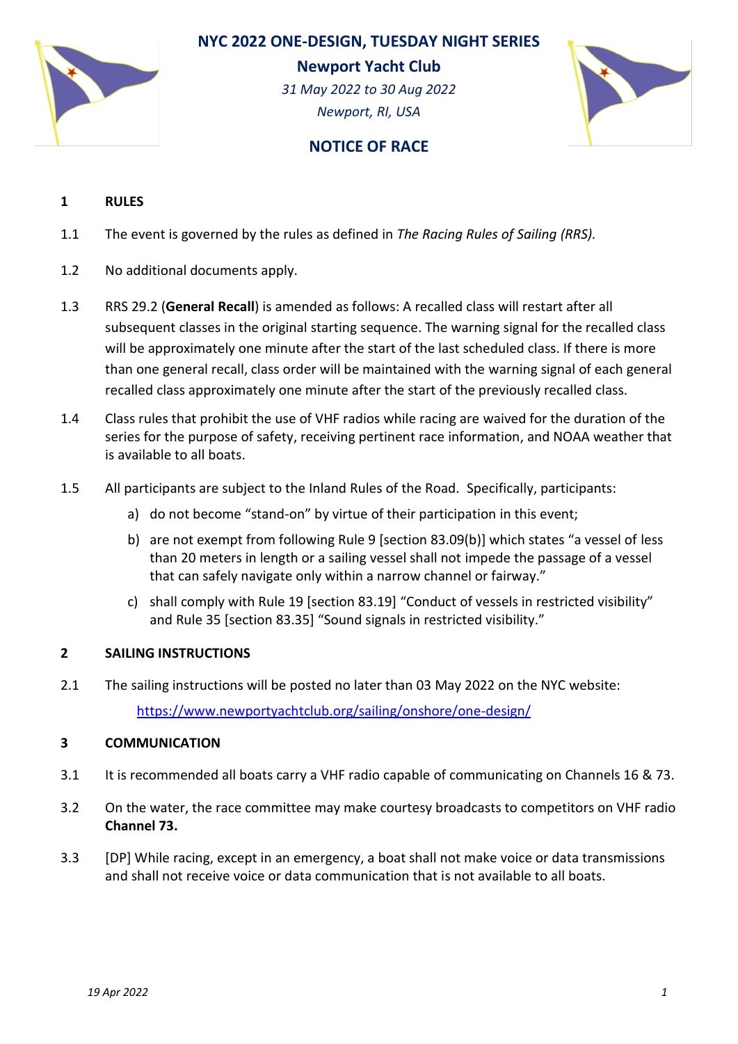# NYC 2022 ONE-DESIGN, TUESDAY NIGHT SERIES

**Newport Yacht Club**

*31 May 2022 to 30 Aug 2022*

*Newport, RI, USA*

## NOTICE OF RACE

**1 RULES**

1.1 The event is governed by the rules as defined in *The Racing Rules of Sailing (RRS).*

1.2 No additional documents apply.

1.3 RRS 29.2 (**General Recall**) is amended as follows: A recalled class will restart after all subsequent classes in the original starting sequence. The warning signal for the recalled class will be approximately one minute after the start of the last scheduled class. If there is more than one general recall, class order will be maintained with the warning signal of each general recalled class approximately one minute after the start of the previously recalled class.

1.4 Class rules that prohibit the use of VHF radios while racing are waived for the duration of the series for the purpose of safety, receiving pertinent race information, and NOAA weather that is available to all boats.

1.5 All participants are subject to the Inland Rules of the Road. Specifically, participants:

a) do not become "stand-on" by virtue of their participation in this event;

b) are not exempt from following Rule 9 [section 83.09(b)] which states "a vessel of less than 20 meters in length or a sailing vessel shall not impede the passage of a vessel that can safely navigate only within a narrow channel or fairway."

c) shall comply with Rule 19 [section 83.19] "Conduct of vessels in restricted visibility" and Rule 35 [section 83.35] "Sound signals in restricted visibility."

**2 SAILING INSTRUCTIONS**

2.1 The sailing instructions will be posted no later than 03 May 2022 on the NYC website:

https://www.newportyachtclub.org/sailing/onshore/one-design/

**3 COMMUNICATION**

3.1 It is recommended all boats carry a VHF radio capable of communicating on Channels 16 & 73.

3.2 On the water, the race committee may make courtesy broadcasts to competitors on VHF radio **Channel 73.**

3.3 [DP] While racing, except in an emergency, a boat shall not make voice or data transmissions and shall not receive voice or data communication that is not available to all boats.

*19 Apr 2022*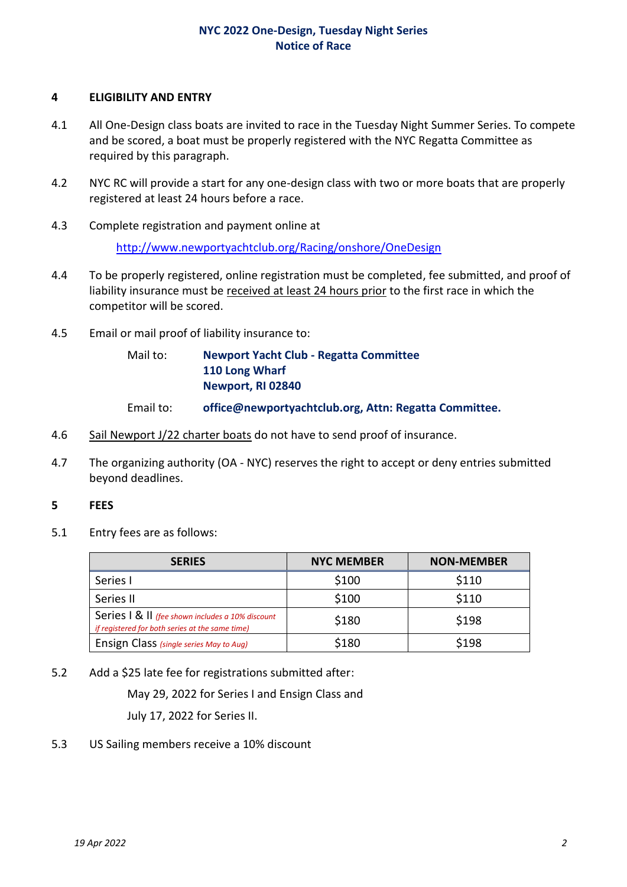## 4 ELIGIBILITY AND ENTRY

4.1 All One-Design class boats are invited to race in the Tuesday Night Summer Series. To compete and be scored, a boat must be properly registered with the NYC Regatta Committee as required by this paragraph.

4.2 NYC RC will provide a start for any one-design class with two or more boats that are properly registered at least 24 hours before a race.

4.3 Complete registration and payment online at

http://www.newportyachtclub.org/Racing/onshore/OneDesign

4.4 To be properly registered, online registration must be completed, fee submitted, and proof of liability insurance must be received at least 24 hours prior to the first race in which the competitor will be scored.

4.5 Email or mail proof of liability insurance to:

Mail to: **Newport Yacht Club - Regatta Committee**
**110 Long Wharf**
**Newport, RI 02840**

Email to: **office@newportyachtclub.org, Attn: Regatta Committee.**

4.6 Sail Newport J/22 charter boats do not have to send proof of insurance.

4.7 The organizing authority (OA - NYC) reserves the right to accept or deny entries submitted beyond deadlines.

## 5 FEES

5.1 Entry fees are as follows:

| SERIES | NYC MEMBER | NON-MEMBER |
|---|---|---|
| Series I | $100 | $110 |
| Series II | $100 | $110 |
| Series I & II *(fee shown includes a 10% discount if registered for both series at the same time)* | $180 | $198 |
| Ensign Class *(single series May to Aug)* | $180 | $198 |

5.2 Add a $25 late fee for registrations submitted after:

May 29, 2022 for Series I and Ensign Class and

July 17, 2022 for Series II.

5.3 US Sailing members receive a 10% discount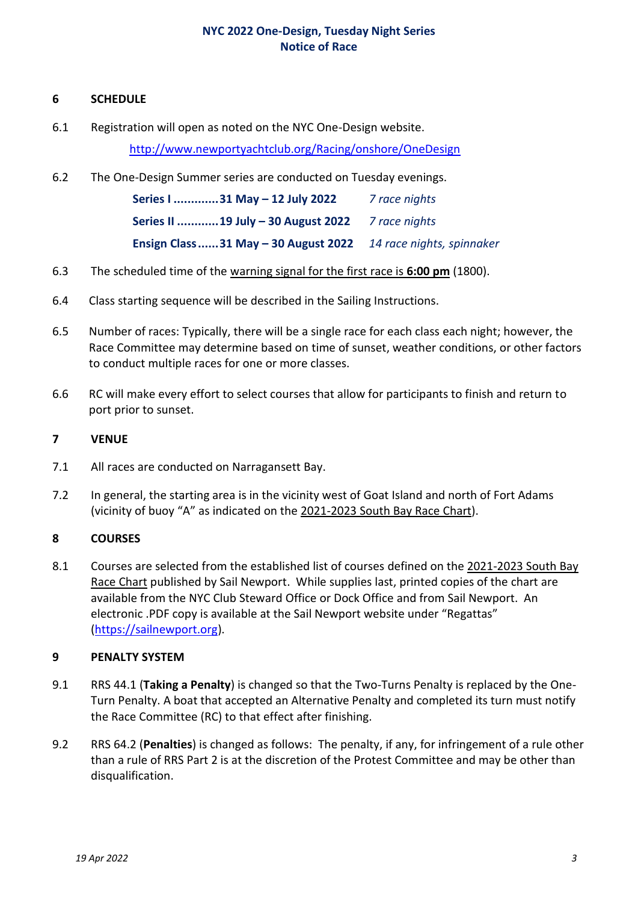## 6 SCHEDULE

6.1 Registration will open as noted on the NYC One-Design website.

[http://www.newportyachtclub.org/Racing/onshore/OneDesign](http://www.newportyachtclub.org/Racing/onshore/OneDesign)

6.2 The One-Design Summer series are conducted on Tuesday evenings.

**Series I .............31 May – 12 July 2022** *7 race nights*

**Series II ............19 July – 30 August 2022** *7 race nights*

**Ensign Class......31 May – 30 August 2022** *14 race nights, spinnaker*

6.3 The scheduled time of the warning signal for the first race is **6:00 pm** (1800).

6.4 Class starting sequence will be described in the Sailing Instructions.

6.5 Number of races: Typically, there will be a single race for each class each night; however, the Race Committee may determine based on time of sunset, weather conditions, or other factors to conduct multiple races for one or more classes.

6.6 RC will make every effort to select courses that allow for participants to finish and return to port prior to sunset.

## 7 VENUE

7.1 All races are conducted on Narragansett Bay.

7.2 In general, the starting area is in the vicinity west of Goat Island and north of Fort Adams (vicinity of buoy "A" as indicated on the 2021-2023 South Bay Race Chart).

## 8 COURSES

8.1 Courses are selected from the established list of courses defined on the 2021-2023 South Bay Race Chart published by Sail Newport. While supplies last, printed copies of the chart are available from the NYC Club Steward Office or Dock Office and from Sail Newport. An electronic .PDF copy is available at the Sail Newport website under "Regattas" ([https://sailnewport.org](https://sailnewport.org)).

## 9 PENALTY SYSTEM

9.1 RRS 44.1 (**Taking a Penalty**) is changed so that the Two-Turns Penalty is replaced by the One-Turn Penalty. A boat that accepted an Alternative Penalty and completed its turn must notify the Race Committee (RC) to that effect after finishing.

9.2 RRS 64.2 (**Penalties**) is changed as follows: The penalty, if any, for infringement of a rule other than a rule of RRS Part 2 is at the discretion of the Protest Committee and may be other than disqualification.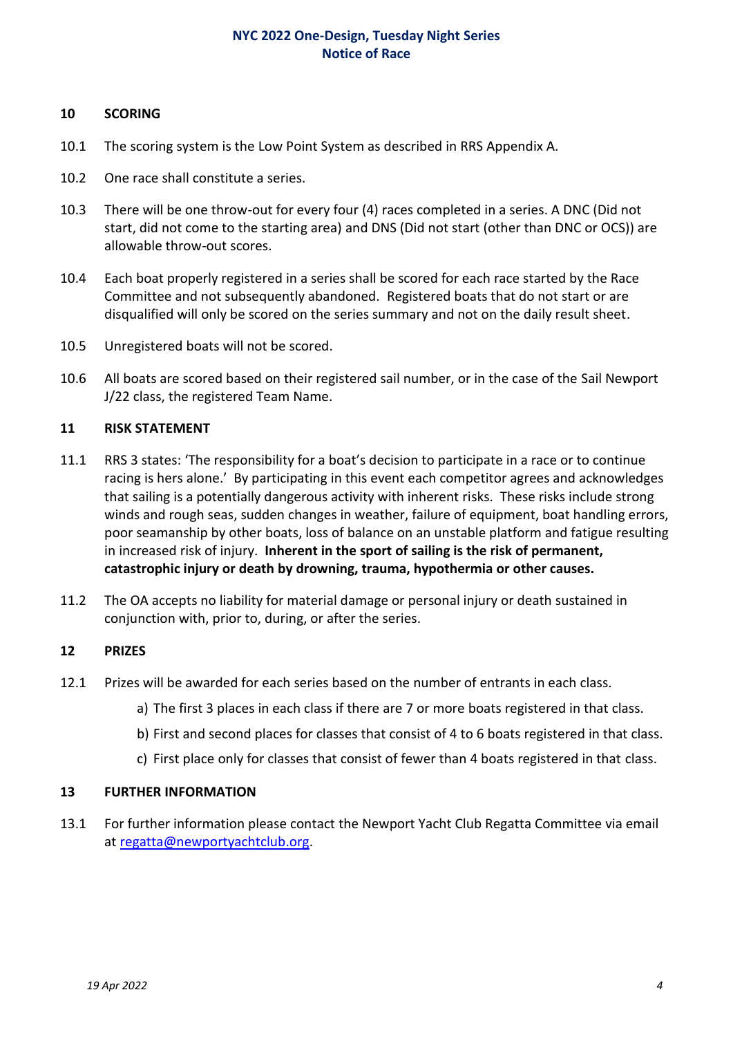## 10 SCORING

10.1 The scoring system is the Low Point System as described in RRS Appendix A.

10.2 One race shall constitute a series.

10.3 There will be one throw-out for every four (4) races completed in a series. A DNC (Did not start, did not come to the starting area) and DNS (Did not start (other than DNC or OCS)) are allowable throw-out scores.

10.4 Each boat properly registered in a series shall be scored for each race started by the Race Committee and not subsequently abandoned. Registered boats that do not start or are disqualified will only be scored on the series summary and not on the daily result sheet.

10.5 Unregistered boats will not be scored.

10.6 All boats are scored based on their registered sail number, or in the case of the Sail Newport J/22 class, the registered Team Name.

## 11 RISK STATEMENT

11.1 RRS 3 states: 'The responsibility for a boat's decision to participate in a race or to continue racing is hers alone.' By participating in this event each competitor agrees and acknowledges that sailing is a potentially dangerous activity with inherent risks. These risks include strong winds and rough seas, sudden changes in weather, failure of equipment, boat handling errors, poor seamanship by other boats, loss of balance on an unstable platform and fatigue resulting in increased risk of injury. **Inherent in the sport of sailing is the risk of permanent, catastrophic injury or death by drowning, trauma, hypothermia or other causes.**

11.2 The OA accepts no liability for material damage or personal injury or death sustained in conjunction with, prior to, during, or after the series.

## 12 PRIZES

12.1 Prizes will be awarded for each series based on the number of entrants in each class.

a) The first 3 places in each class if there are 7 or more boats registered in that class.

b) First and second places for classes that consist of 4 to 6 boats registered in that class.

c) First place only for classes that consist of fewer than 4 boats registered in that class.

## 13 FURTHER INFORMATION

13.1 For further information please contact the Newport Yacht Club Regatta Committee via email at [regatta@newportyachtclub.org](mailto:regatta@newportyachtclub.org).